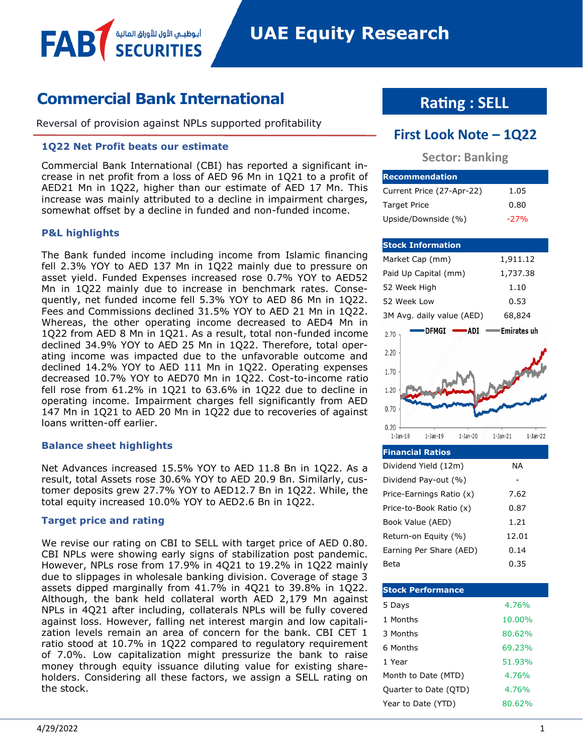FAB أبوظبي الأول للأوراق المالية SECURITIES

# UAE Equity Research

## Commercial Bank International

Reversal of provision against NPLs supported profitability

**Rating : SELL**

**First Look Note – 1Q22**

**Sector: Banking**

### 1Q22 Net Profit beats our estimate

Commercial Bank International (CBI) has reported a significant increase in net profit from a loss of AED 96 Mn in 1Q21 to a profit of AED21 Mn in 1Q22, higher than our estimate of AED 17 Mn. This increase was mainly attributed to a decline in impairment charges, somewhat offset by a decline in funded and non-funded income.

### P&L highlights

The Bank funded income including income from Islamic financing fell 2.3% YOY to AED 137 Mn in 1Q22 mainly due to pressure on asset yield. Funded Expenses increased rose 0.7% YOY to AED52 Mn in 1Q22 mainly due to increase in benchmark rates. Consequently, net funded income fell 5.3% YOY to AED 86 Mn in 1Q22. Fees and Commissions declined 31.5% YOY to AED 21 Mn in 1Q22. Whereas, the other operating income decreased to AED4 Mn in 1Q22 from AED 8 Mn in 1Q21. As a result, total non-funded income declined 34.9% YOY to AED 25 Mn in 1Q22. Therefore, total operating income was impacted due to the unfavorable outcome and declined 14.2% YOY to AED 111 Mn in 1Q22. Operating expenses decreased 10.7% YOY to AED70 Mn in 1Q22. Cost-to-income ratio fell rose from 61.2% in 1Q21 to 63.6% in 1Q22 due to decline in operating income. Impairment charges fell significantly from AED 147 Mn in 1Q21 to AED 20 Mn in 1Q22 due to recoveries of against loans written-off earlier.

### Balance sheet highlights

Net Advances increased 15.5% YOY to AED 11.8 Bn in 1Q22. As a result, total Assets rose 30.6% YOY to AED 20.9 Bn. Similarly, customer deposits grew 27.7% YOY to AED12.7 Bn in 1Q22. While, the total equity increased 10.0% YOY to AED2.6 Bn in 1Q22.

### Target price and rating

We revise our rating on CBI to SELL with target price of AED 0.80. CBI NPLs were showing early signs of stabilization post pandemic. However, NPLs rose from 17.9% in 4Q21 to 19.2% in 1Q22 mainly due to slippages in wholesale banking division. Coverage of stage 3 assets dipped marginally from 41.7% in 4Q21 to 39.8% in 1Q22. Although, the bank held collateral worth AED 2,179 Mn against NPLs in 4Q21 after including, collaterals NPLs will be fully covered against loss. However, falling net interest margin and low capitalization levels remain an area of concern for the bank. CBI CET 1 ratio stood at 10.7% in 1Q22 compared to regulatory requirement of 7.0%. Low capitalization might pressurize the bank to raise money through equity issuance diluting value for existing shareholders. Considering all these factors, we assign a SELL rating on the stock.

| Recommendation | |
|---|---|
| Current Price (27-Apr-22) | 1.05 |
| Target Price | 0.80 |
| Upside/Downside (%) | -27% |

| Stock Information | |
|---|---|
| Market Cap (mm) | 1,911.12 |
| Paid Up Capital (mm) | 1,737.38 |
| 52 Week High | 1.10 |
| 52 Week Low | 0.53 |
| 3M Avg. daily value (AED) | 68,824 |

DFMGI, ADI, Emirates uh (chart: 1-Jan-18 to 1-Jan-22)

| Financial Ratios | |
|---|---|
| Dividend Yield (12m) | NA |
| Dividend Pay-out (%) | - |
| Price-Earnings Ratio (x) | 7.62 |
| Price-to-Book Ratio (x) | 0.87 |
| Book Value (AED) | 1.21 |
| Return-on Equity (%) | 12.01 |
| Earning Per Share (AED) | 0.14 |
| Beta | 0.35 |

| Stock Performance | |
|---|---|
| 5 Days | 4.76% |
| 1 Months | 10.00% |
| 3 Months | 80.62% |
| 6 Months | 69.23% |
| 1 Year | 51.93% |
| Month to Date (MTD) | 4.76% |
| Quarter to Date (QTD) | 4.76% |
| Year to Date (YTD) | 80.62% |

4/29/2022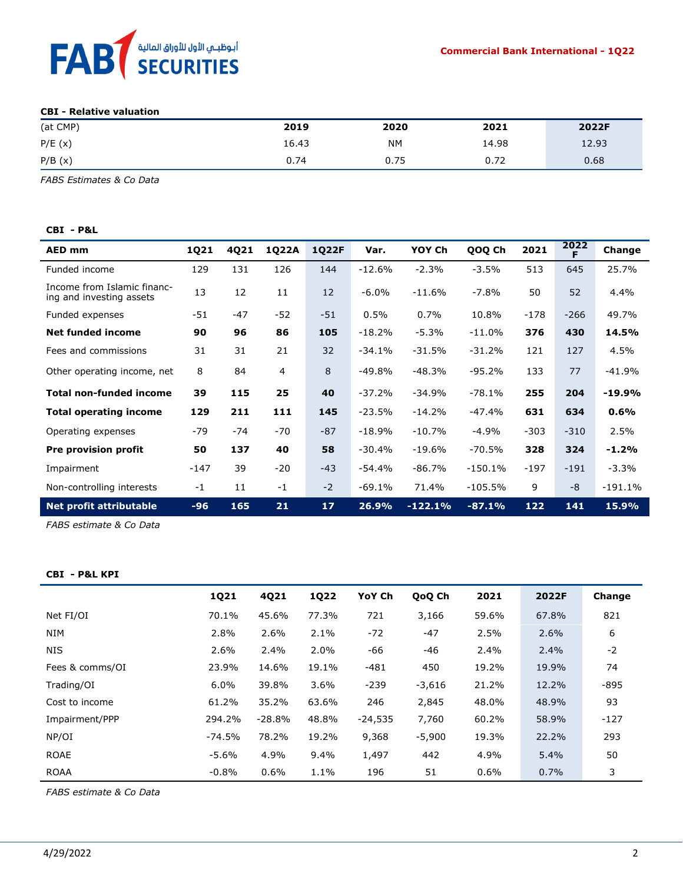**CBI - Relative valuation**

| (at CMP) | 2019 | 2020 | 2021 | 2022F |
|---|---|---|---|---|
| P/E (x) | 16.43 | NM | 14.98 | 12.93 |
| P/B (x) | 0.74 | 0.75 | 0.72 | 0.68 |

*FABS Estimates & Co Data*

**CBI - P&L**

| AED mm | 1Q21 | 4Q21 | 1Q22A | 1Q22F | Var. | YOY Ch | QOQ Ch | 2021 | 2022F | Change |
|---|---|---|---|---|---|---|---|---|---|---|
| Funded income | 129 | 131 | 126 | 144 | -12.6% | -2.3% | -3.5% | 513 | 645 | 25.7% |
| Income from Islamic financing and investing assets | 13 | 12 | 11 | 12 | -6.0% | -11.6% | -7.8% | 50 | 52 | 4.4% |
| Funded expenses | -51 | -47 | -52 | -51 | 0.5% | 0.7% | 10.8% | -178 | -266 | 49.7% |
| **Net funded income** | **90** | **96** | **86** | **105** | -18.2% | -5.3% | -11.0% | **376** | **430** | **14.5%** |
| Fees and commissions | 31 | 31 | 21 | 32 | -34.1% | -31.5% | -31.2% | 121 | 127 | 4.5% |
| Other operating income, net | 8 | 84 | 4 | 8 | -49.8% | -48.3% | -95.2% | 133 | 77 | -41.9% |
| **Total non-funded income** | **39** | **115** | **25** | **40** | -37.2% | -34.9% | -78.1% | **255** | **204** | **-19.9%** |
| **Total operating income** | **129** | **211** | **111** | **145** | -23.5% | -14.2% | -47.4% | **631** | **634** | **0.6%** |
| Operating expenses | -79 | -74 | -70 | -87 | -18.9% | -10.7% | -4.9% | -303 | -310 | 2.5% |
| **Pre provision profit** | **50** | **137** | **40** | **58** | -30.4% | -19.6% | -70.5% | **328** | **324** | **-1.2%** |
| Impairment | -147 | 39 | -20 | -43 | -54.4% | -86.7% | -150.1% | -197 | -191 | -3.3% |
| Non-controlling interests | -1 | 11 | -1 | -2 | -69.1% | 71.4% | -105.5% | 9 | -8 | -191.1% |
| **Net profit attributable** | **-96** | **165** | **21** | **17** | **26.9%** | **-122.1%** | **-87.1%** | **122** | **141** | **15.9%** |

*FABS estimate & Co Data*

**CBI - P&L KPI**

| | 1Q21 | 4Q21 | 1Q22 | YoY Ch | QoQ Ch | 2021 | 2022F | Change |
|---|---|---|---|---|---|---|---|---|
| Net FI/OI | 70.1% | 45.6% | 77.3% | 721 | 3,166 | 59.6% | 67.8% | 821 |
| NIM | 2.8% | 2.6% | 2.1% | -72 | -47 | 2.5% | 2.6% | 6 |
| NIS | 2.6% | 2.4% | 2.0% | -66 | -46 | 2.4% | 2.4% | -2 |
| Fees & comms/OI | 23.9% | 14.6% | 19.1% | -481 | 450 | 19.2% | 19.9% | 74 |
| Trading/OI | 6.0% | 39.8% | 3.6% | -239 | -3,616 | 21.2% | 12.2% | -895 |
| Cost to income | 61.2% | 35.2% | 63.6% | 246 | 2,845 | 48.0% | 48.9% | 93 |
| Impairment/PPP | 294.2% | -28.8% | 48.8% | -24,535 | 7,760 | 60.2% | 58.9% | -127 |
| NP/OI | -74.5% | 78.2% | 19.2% | 9,368 | -5,900 | 19.3% | 22.2% | 293 |
| ROAE | -5.6% | 4.9% | 9.4% | 1,497 | 442 | 4.9% | 5.4% | 50 |
| ROAA | -0.8% | 0.6% | 1.1% | 196 | 51 | 0.6% | 0.7% | 3 |

*FABS estimate & Co Data*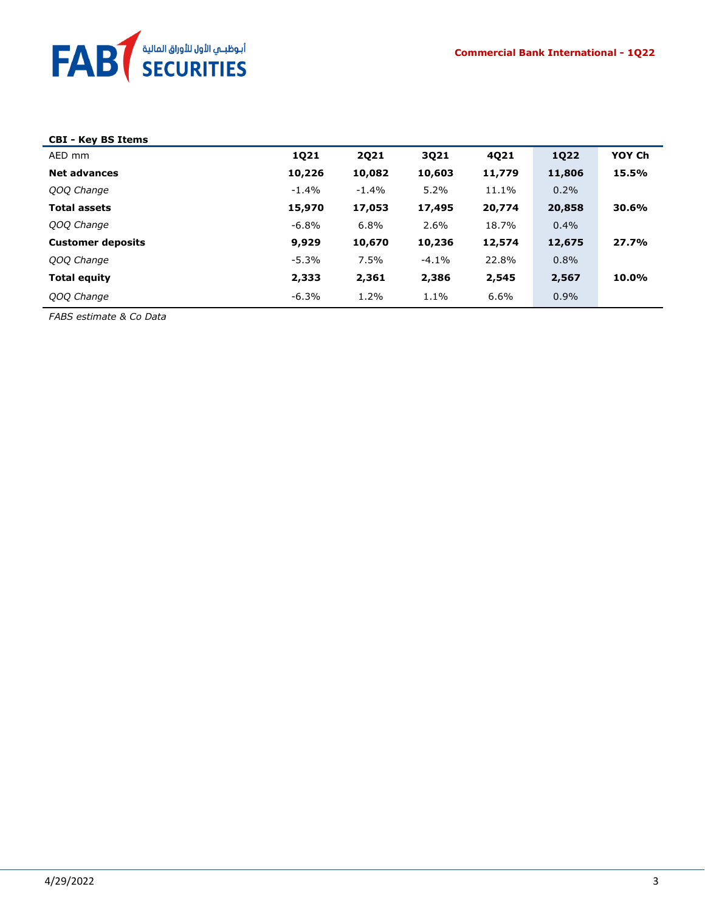**CBI - Key BS Items**

| AED mm | 1Q21 | 2Q21 | 3Q21 | 4Q21 | 1Q22 | YOY Ch |
|---|---|---|---|---|---|---|
| **Net advances** | **10,226** | **10,082** | **10,603** | **11,779** | **11,806** | **15.5%** |
| *QOQ Change* | -1.4% | -1.4% | 5.2% | 11.1% | 0.2% | |
| **Total assets** | **15,970** | **17,053** | **17,495** | **20,774** | **20,858** | **30.6%** |
| *QOQ Change* | -6.8% | 6.8% | 2.6% | 18.7% | 0.4% | |
| **Customer deposits** | **9,929** | **10,670** | **10,236** | **12,574** | **12,675** | **27.7%** |
| *QOQ Change* | -5.3% | 7.5% | -4.1% | 22.8% | 0.8% | |
| **Total equity** | **2,333** | **2,361** | **2,386** | **2,545** | **2,567** | **10.0%** |
| *QOQ Change* | -6.3% | 1.2% | 1.1% | 6.6% | 0.9% | |

*FABS estimate & Co Data*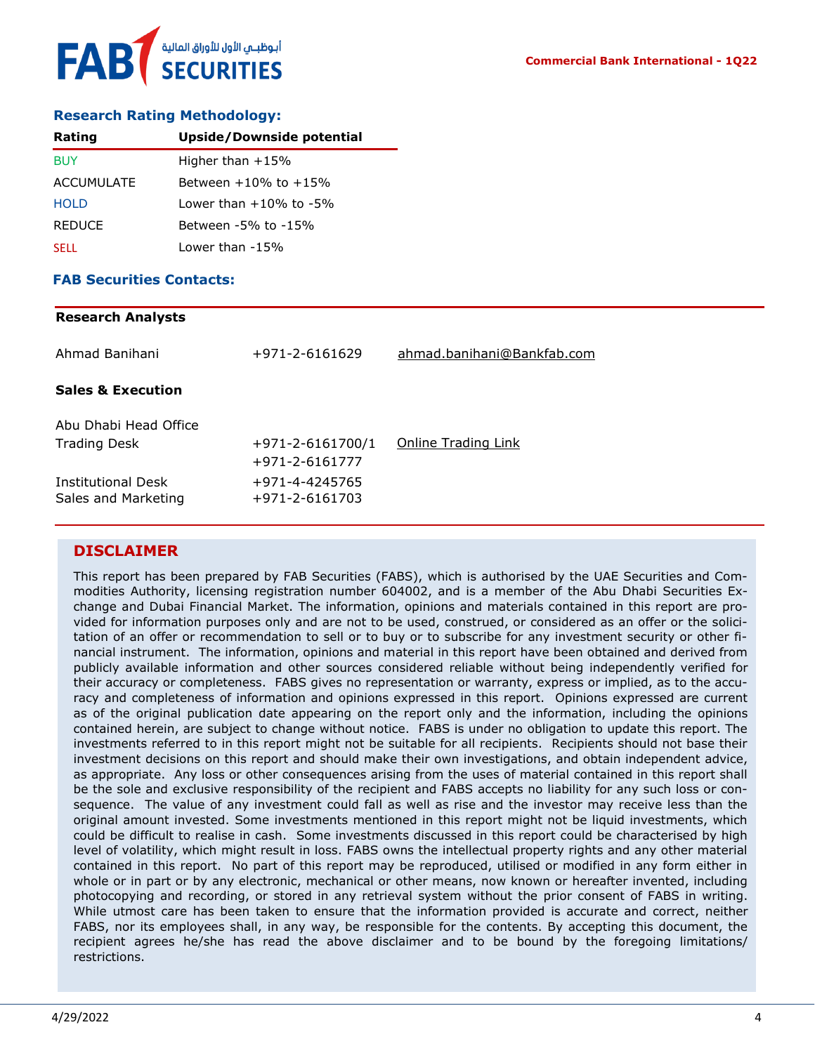### Research Rating Methodology:

| Rating | Upside/Downside potential |
|---|---|
| BUY | Higher than +15% |
| ACCUMULATE | Between +10% to +15% |
| HOLD | Lower than +10% to -5% |
| REDUCE | Between -5% to -15% |
| SELL | Lower than -15% |

### FAB Securities Contacts:

**Research Analysts**

| | | |
|---|---|---|
| Ahmad Banihani | +971-2-6161629 | ahmad.banihani@Bankfab.com |

**Sales & Execution**

| | | |
|---|---|---|
| Abu Dhabi Head Office | | |
| Trading Desk | +971-2-6161700/1<br>+971-2-6161777 | Online Trading Link |
| Institutional Desk | +971-4-4245765 | |
| Sales and Marketing | +971-2-6161703 | |

## DISCLAIMER

This report has been prepared by FAB Securities (FABS), which is authorised by the UAE Securities and Commodities Authority, licensing registration number 604002, and is a member of the Abu Dhabi Securities Exchange and Dubai Financial Market. The information, opinions and materials contained in this report are provided for information purposes only and are not to be used, construed, or considered as an offer or the solicitation of an offer or recommendation to sell or to buy or to subscribe for any investment security or other financial instrument. The information, opinions and material in this report have been obtained and derived from publicly available information and other sources considered reliable without being independently verified for their accuracy or completeness. FABS gives no representation or warranty, express or implied, as to the accuracy and completeness of information and opinions expressed in this report. Opinions expressed are current as of the original publication date appearing on the report only and the information, including the opinions contained herein, are subject to change without notice. FABS is under no obligation to update this report. The investments referred to in this report might not be suitable for all recipients. Recipients should not base their investment decisions on this report and should make their own investigations, and obtain independent advice, as appropriate. Any loss or other consequences arising from the uses of material contained in this report shall be the sole and exclusive responsibility of the recipient and FABS accepts no liability for any such loss or consequence. The value of any investment could fall as well as rise and the investor may receive less than the original amount invested. Some investments mentioned in this report might not be liquid investments, which could be difficult to realise in cash. Some investments discussed in this report could be characterised by high level of volatility, which might result in loss. FABS owns the intellectual property rights and any other material contained in this report. No part of this report may be reproduced, utilised or modified in any form either in whole or in part or by any electronic, mechanical or other means, now known or hereafter invented, including photocopying and recording, or stored in any retrieval system without the prior consent of FABS in writing. While utmost care has been taken to ensure that the information provided is accurate and correct, neither FABS, nor its employees shall, in any way, be responsible for the contents. By accepting this document, the recipient agrees he/she has read the above disclaimer and to be bound by the foregoing limitations/restrictions.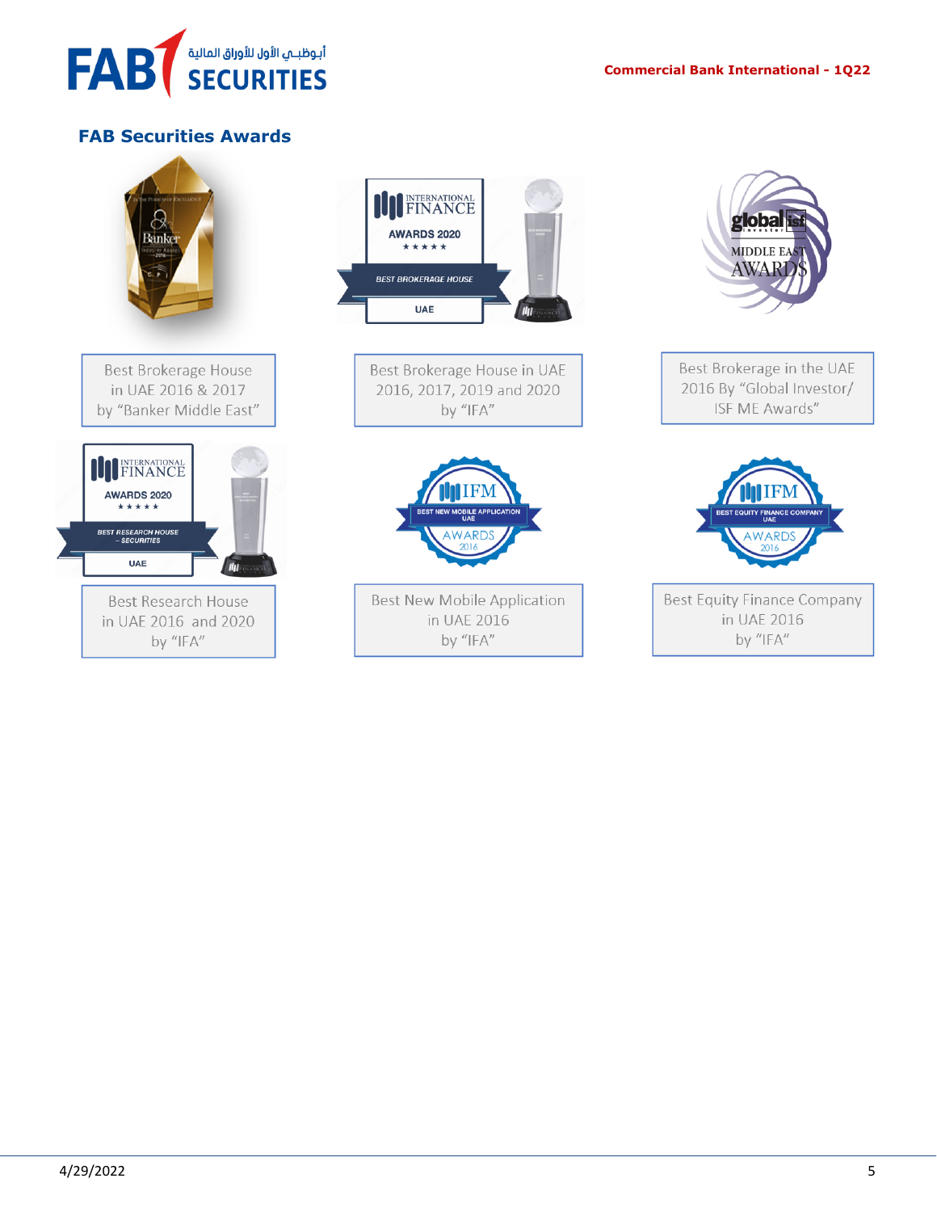## FAB Securities Awards

Best Brokerage House in UAE 2016 & 2017 by “Banker Middle East”

Best Brokerage House in UAE 2016, 2017, 2019 and 2020 by “IFA”

Best Brokerage in the UAE 2016 By “Global Investor/ ISF ME Awards”

Best Research House in UAE 2016 and 2020 by “IFA”

Best New Mobile Application in UAE 2016 by “IFA”

Best Equity Finance Company in UAE 2016 by “IFA”